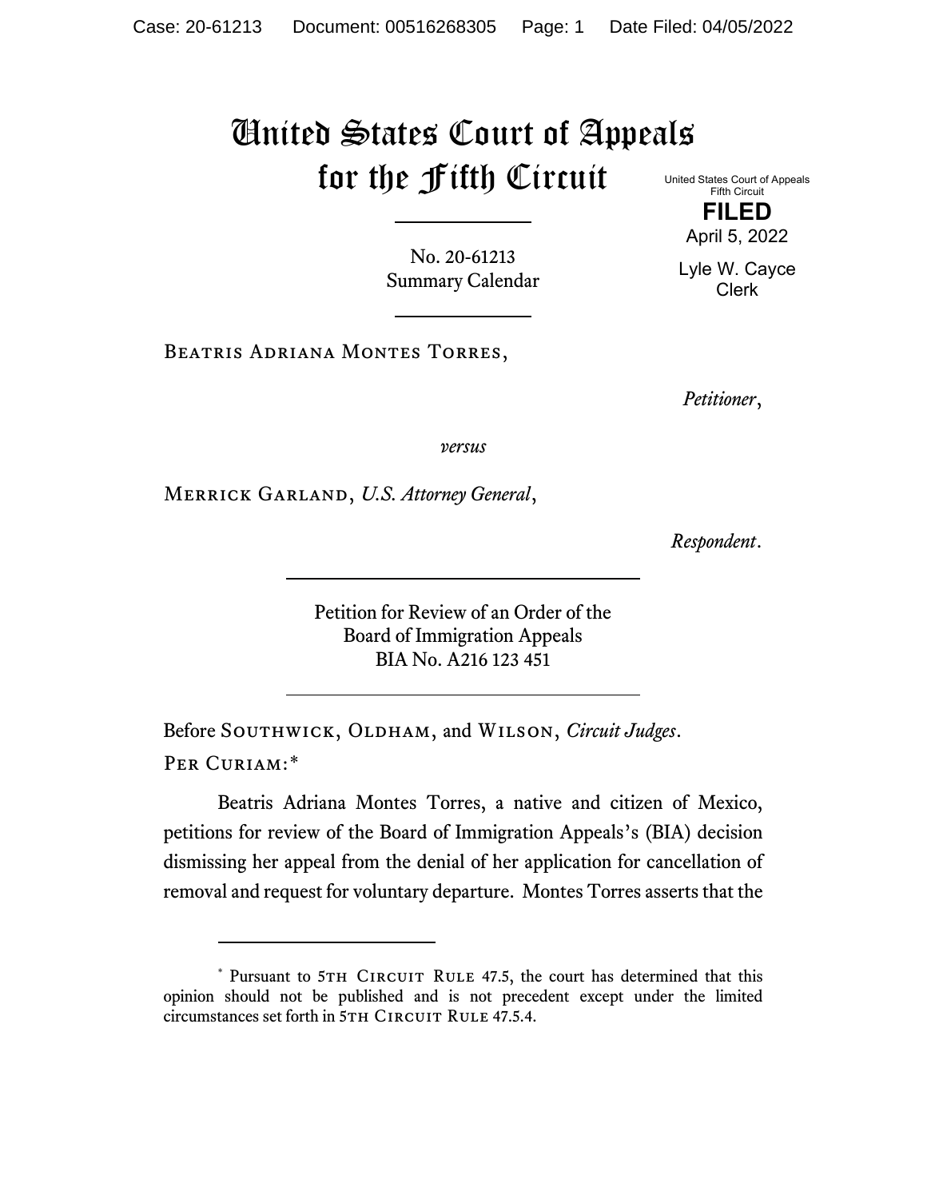# United States Court of Appeals for the Fifth Circuit

United States Court of Appeals
Fifth Circuit

**FILED**

April 5, 2022

Lyle W. Cayce
Clerk

---

No. 20-61213
Summary Calendar

---

Beatris Adriana Montes Torres,

*Petitioner*,

*versus*

Merrick Garland, *U.S. Attorney General*,

*Respondent*.

---

Petition for Review of an Order of the
Board of Immigration Appeals
BIA No. A216 123 451

---

Before Southwick, Oldham, and Wilson, *Circuit Judges*.

Per Curiam:*

Beatris Adriana Montes Torres, a native and citizen of Mexico, petitions for review of the Board of Immigration Appeals's (BIA) decision dismissing her appeal from the denial of her application for cancellation of removal and request for voluntary departure. Montes Torres asserts that the

---

\* Pursuant to 5th Circuit Rule 47.5, the court has determined that this opinion should not be published and is not precedent except under the limited circumstances set forth in 5th Circuit Rule 47.5.4.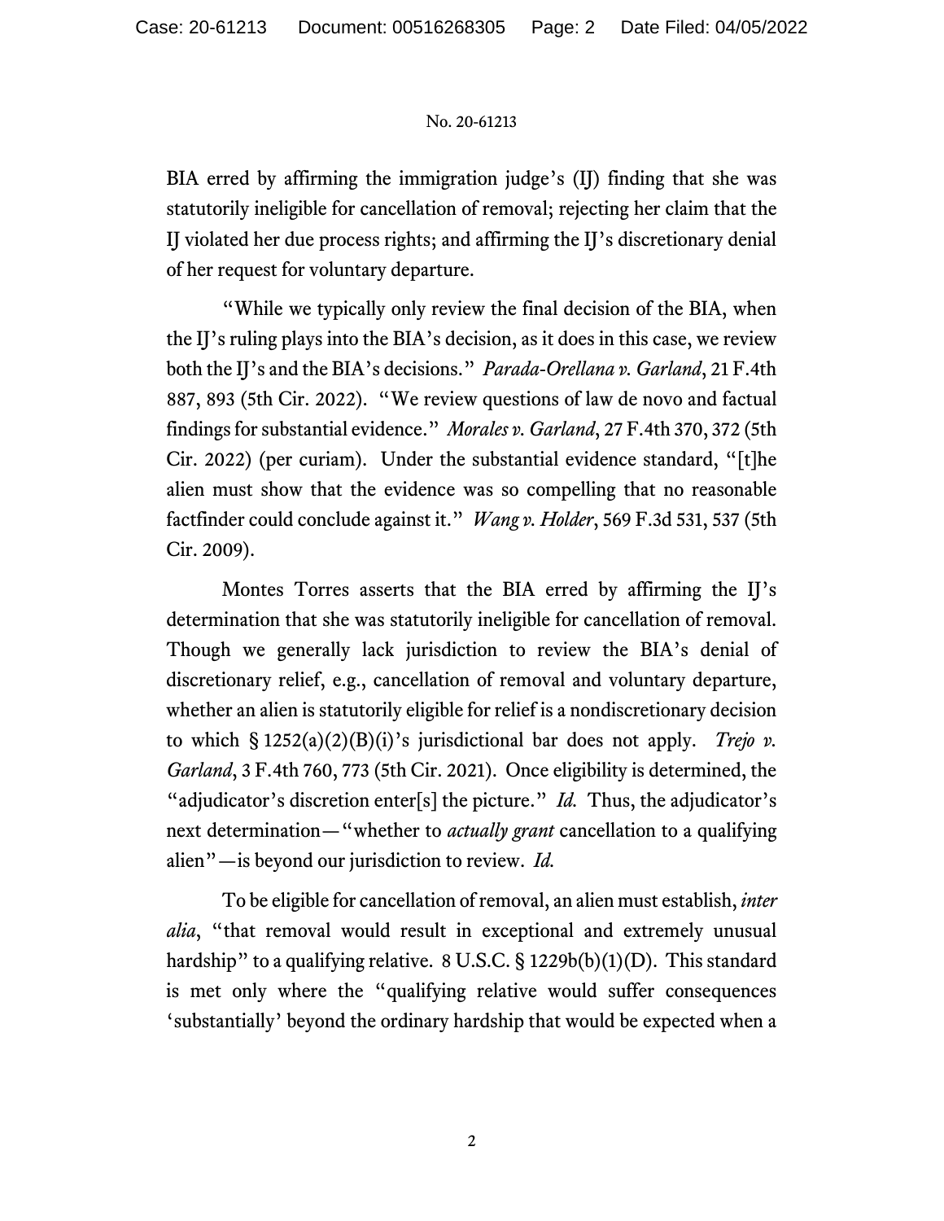BIA erred by affirming the immigration judge's (IJ) finding that she was statutorily ineligible for cancellation of removal; rejecting her claim that the IJ violated her due process rights; and affirming the IJ's discretionary denial of her request for voluntary departure.

"While we typically only review the final decision of the BIA, when the IJ's ruling plays into the BIA's decision, as it does in this case, we review both the IJ's and the BIA's decisions." *Parada-Orellana v. Garland*, 21 F.4th 887, 893 (5th Cir. 2022). "We review questions of law de novo and factual findings for substantial evidence." *Morales v. Garland*, 27 F.4th 370, 372 (5th Cir. 2022) (per curiam). Under the substantial evidence standard, "[t]he alien must show that the evidence was so compelling that no reasonable factfinder could conclude against it." *Wang v. Holder*, 569 F.3d 531, 537 (5th Cir. 2009).

Montes Torres asserts that the BIA erred by affirming the IJ's determination that she was statutorily ineligible for cancellation of removal. Though we generally lack jurisdiction to review the BIA's denial of discretionary relief, e.g., cancellation of removal and voluntary departure, whether an alien is statutorily eligible for relief is a nondiscretionary decision to which § 1252(a)(2)(B)(i)'s jurisdictional bar does not apply. *Trejo v. Garland*, 3 F.4th 760, 773 (5th Cir. 2021). Once eligibility is determined, the "adjudicator's discretion enter[s] the picture." *Id.* Thus, the adjudicator's next determination—"whether to *actually grant* cancellation to a qualifying alien"—is beyond our jurisdiction to review. *Id.*

To be eligible for cancellation of removal, an alien must establish, *inter alia*, "that removal would result in exceptional and extremely unusual hardship" to a qualifying relative. 8 U.S.C. § 1229b(b)(1)(D). This standard is met only where the "qualifying relative would suffer consequences 'substantially' beyond the ordinary hardship that would be expected when a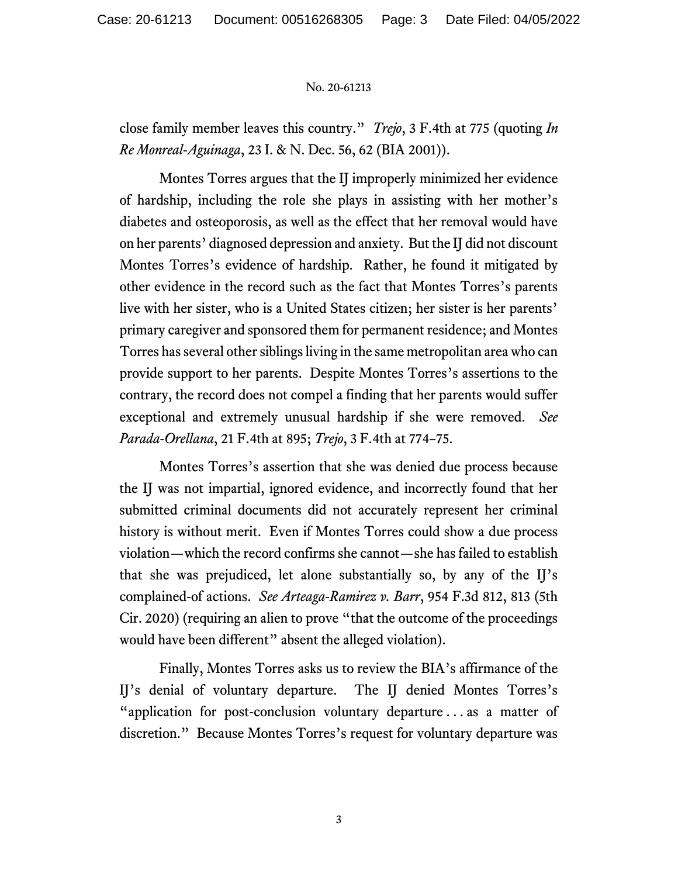close family member leaves this country." *Trejo*, 3 F.4th at 775 (quoting *In Re Monreal-Aguinaga*, 23 I. & N. Dec. 56, 62 (BIA 2001)).

Montes Torres argues that the IJ improperly minimized her evidence of hardship, including the role she plays in assisting with her mother's diabetes and osteoporosis, as well as the effect that her removal would have on her parents' diagnosed depression and anxiety. But the IJ did not discount Montes Torres's evidence of hardship. Rather, he found it mitigated by other evidence in the record such as the fact that Montes Torres's parents live with her sister, who is a United States citizen; her sister is her parents' primary caregiver and sponsored them for permanent residence; and Montes Torres has several other siblings living in the same metropolitan area who can provide support to her parents. Despite Montes Torres's assertions to the contrary, the record does not compel a finding that her parents would suffer exceptional and extremely unusual hardship if she were removed. *See Parada-Orellana*, 21 F.4th at 895; *Trejo*, 3 F.4th at 774–75.

Montes Torres's assertion that she was denied due process because the IJ was not impartial, ignored evidence, and incorrectly found that her submitted criminal documents did not accurately represent her criminal history is without merit. Even if Montes Torres could show a due process violation—which the record confirms she cannot—she has failed to establish that she was prejudiced, let alone substantially so, by any of the IJ's complained-of actions. *See Arteaga-Ramirez v. Barr*, 954 F.3d 812, 813 (5th Cir. 2020) (requiring an alien to prove "that the outcome of the proceedings would have been different" absent the alleged violation).

Finally, Montes Torres asks us to review the BIA's affirmance of the IJ's denial of voluntary departure. The IJ denied Montes Torres's "application for post-conclusion voluntary departure . . . as a matter of discretion." Because Montes Torres's request for voluntary departure was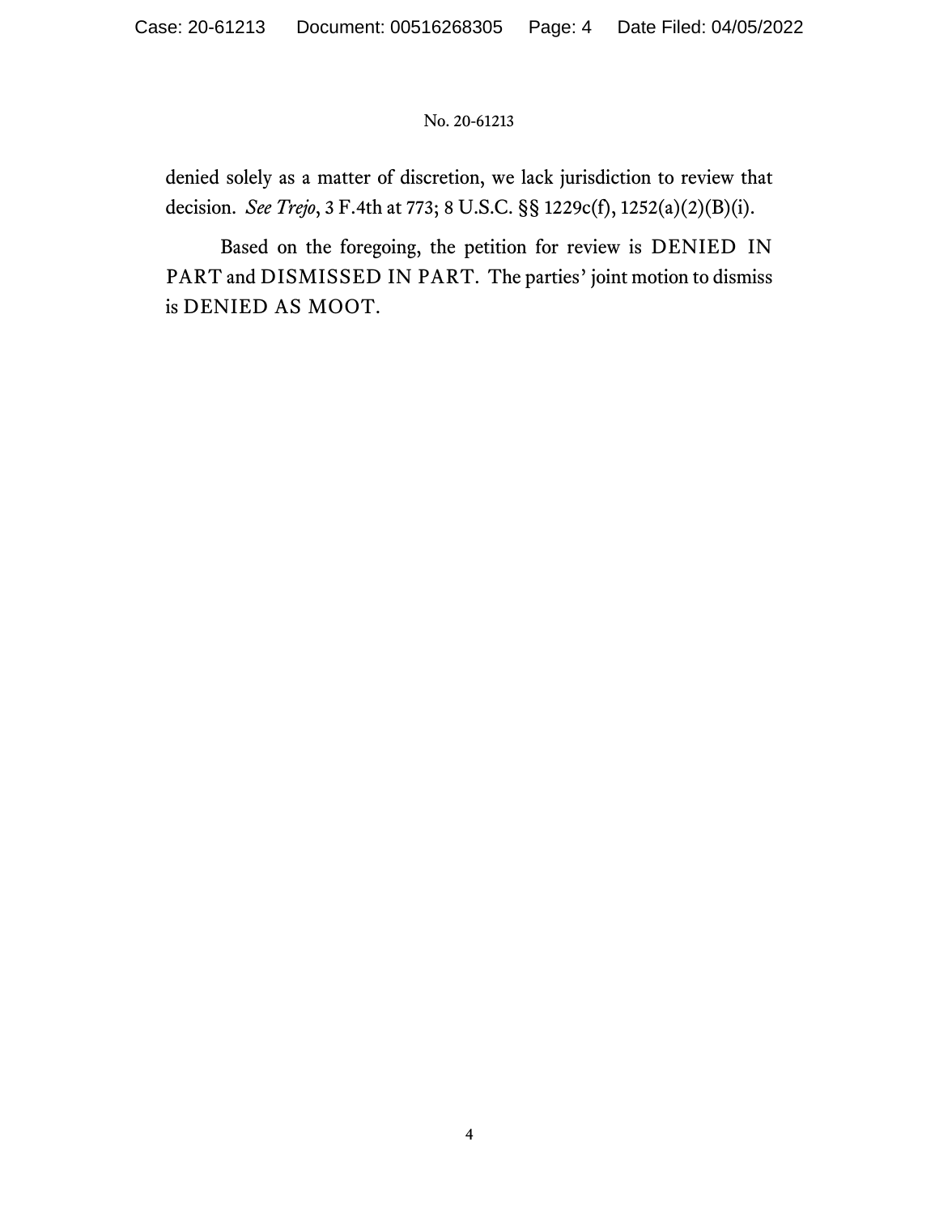denied solely as a matter of discretion, we lack jurisdiction to review that decision. *See Trejo*, 3 F.4th at 773; 8 U.S.C. §§ 1229c(f), 1252(a)(2)(B)(i).

Based on the foregoing, the petition for review is DENIED IN PART and DISMISSED IN PART. The parties' joint motion to dismiss is DENIED AS MOOT.